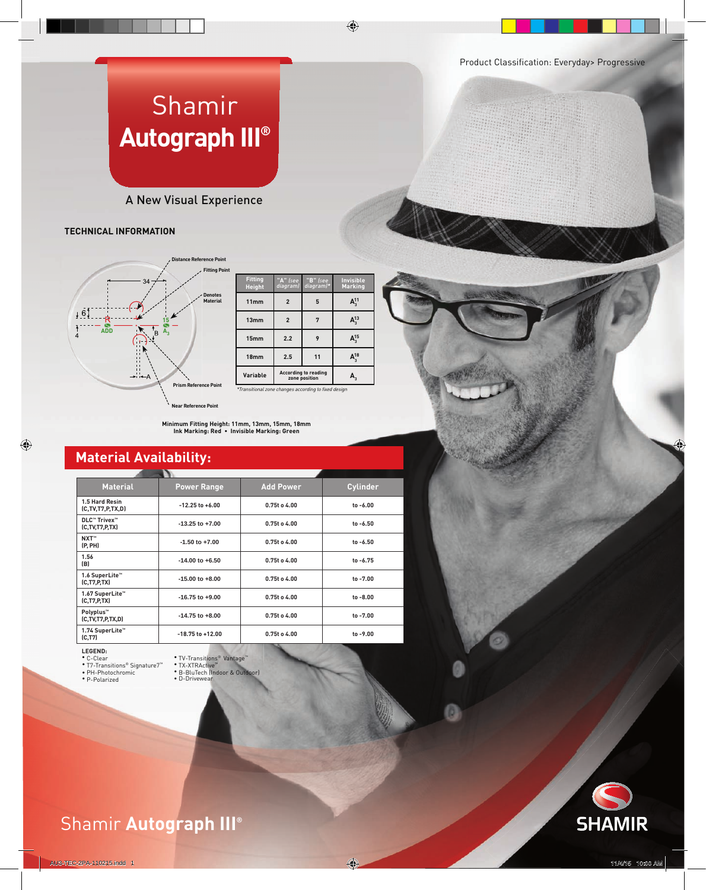Product Classification: Everyday> Progressive

# Shamir Autograph III®

A New Visual Experience

## TECHNICAL INFORMATION

Distance Reference Point

Fitting Point

Denotes Material

Prism Reference Point

Near Reference Point

| Fitting Height | "A" (see diagram) | "B" (see diagram)* | Invisible Marking |
|---|---|---|---|
| 11mm | 2 | 5 | $A_3^{11}$ |
| 13mm | 2 | 7 | $A_3^{13}$ |
| 15mm | 2.2 | 9 | $A_3^{15}$ |
| 18mm | 2.5 | 11 | $A_3^{18}$ |
| Variable | According to reading zone position | | $A_3$ |

*Transitional zone changes according to fixed design

Minimum Fitting Height: 11mm, 13mm, 15mm, 18mm
Ink Marking: Red • Invisible Marking: Green

## Material Availability:

| Material | Power Range | Add Power | Cylinder |
|---|---|---|---|
| 1.5 Hard Resin (C,TV,T7,P,TX,D) | -12.25 to +6.00 | 0.75t o 4.00 | to -6.00 |
| DLC™ Trivex™ (C,TV,T7,P,TX) | -13.25 to +7.00 | 0.75t o 4.00 | to -6.50 |
| NXT™ (P, PH) | -1.50 to +7.00 | 0.75t o 4.00 | to -6.50 |
| 1.56 (B) | -14.00 to +6.50 | 0.75t o 4.00 | to -6.75 |
| 1.6 SuperLite™ (C,T7,P,TX) | -15.00 to +8.00 | 0.75t o 4.00 | to -7.00 |
| 1.67 SuperLite™ (C,T7,P,TX) | -16.75 to +9.00 | 0.75t o 4.00 | to -8.00 |
| Polyplus™ (C,TV,T7,P,TX,D) | -14.75 to +8.00 | 0.75t o 4.00 | to -7.00 |
| 1.74 SuperLite™ (C,T7) | -18.75 to +12.00 | 0.75t o 4.00 | to -9.00 |

**LEGEND:**
- C-Clear
- T7-Transitions® Signature7™
- PH-Photochromic
- P-Polarized
- TV-Transitions® Vantage™
- TX-XTRActive™
- B-BluTech (Indoor & Outdoor)
- D-Drivewear

Shamir **Autograph III**®

SHAMIR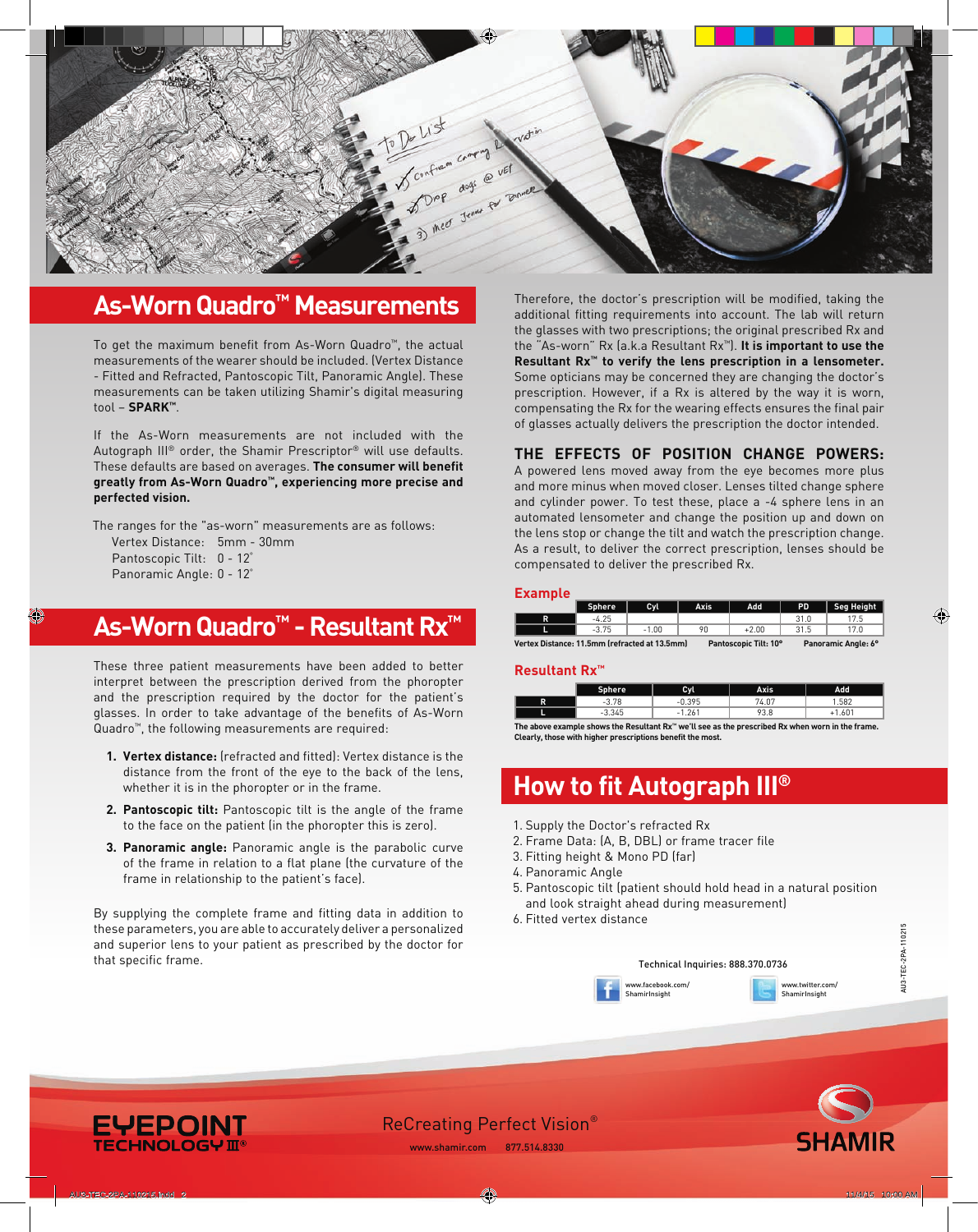## As-Worn Quadro™ Measurements

To get the maximum benefit from As-Worn Quadro™, the actual measurements of the wearer should be included. (Vertex Distance - Fitted and Refracted, Pantoscopic Tilt, Panoramic Angle). These measurements can be taken utilizing Shamir's digital measuring tool – **SPARK™**.

If the As-Worn measurements are not included with the Autograph III® order, the Shamir Prescriptor® will use defaults. These defaults are based on averages. **The consumer will benefit greatly from As-Worn Quadro™, experiencing more precise and perfected vision.**

The ranges for the "as-worn" measurements are as follows:

Vertex Distance: 5mm - 30mm
Pantoscopic Tilt: 0 - 12°
Panoramic Angle: 0 - 12°

## As-Worn Quadro™ - Resultant Rx™

These three patient measurements have been added to better interpret between the prescription derived from the phoropter and the prescription required by the doctor for the patient's glasses. In order to take advantage of the benefits of As-Worn Quadro™, the following measurements are required:

1. **Vertex distance:** (refracted and fitted): Vertex distance is the distance from the front of the eye to the back of the lens, whether it is in the phoropter or in the frame.
2. **Pantoscopic tilt:** Pantoscopic tilt is the angle of the frame to the face on the patient (in the phoropter this is zero).
3. **Panoramic angle:** Panoramic angle is the parabolic curve of the frame in relation to a flat plane (the curvature of the frame in relationship to the patient's face).

By supplying the complete frame and fitting data in addition to these parameters, you are able to accurately deliver a personalized and superior lens to your patient as prescribed by the doctor for that specific frame.

Therefore, the doctor's prescription will be modified, taking the additional fitting requirements into account. The lab will return the glasses with two prescriptions; the original prescribed Rx and the "As-worn" Rx (a.k.a Resultant Rx™). **It is important to use the Resultant Rx™ to verify the lens prescription in a lensometer.** Some opticians may be concerned they are changing the doctor's prescription. However, if a Rx is altered by the way it is worn, compensating the Rx for the wearing effects ensures the final pair of glasses actually delivers the prescription the doctor intended.

### THE EFFECTS OF POSITION CHANGE POWERS:

A powered lens moved away from the eye becomes more plus and more minus when moved closer. Lenses tilted change sphere and cylinder power. To test these, place a -4 sphere lens in an automated lensometer and change the position up and down on the lens stop or change the tilt and watch the prescription change. As a result, to deliver the correct prescription, lenses should be compensated to deliver the prescribed Rx.

### Example

| | Sphere | Cyl | Axis | Add | PD | Seg Height |
|---|---|---|---|---|---|---|
| R | -4.25 | | | | 31.0 | 17.5 |
| L | -3.75 | -1.00 | 90 | +2.00 | 31.5 | 17.0 |

Vertex Distance: 11.5mm (refracted at 13.5mm) Pantoscopic Tilt: 10° Panoramic Angle: 6°

### Resultant Rx™

| | Sphere | Cyl | Axis | Add |
|---|---|---|---|---|
| R | -3.78 | -0.395 | 74.07 | 1.582 |
| L | -3.345 | -1.261 | 93.8 | +1.601 |

The above example shows the Resultant Rx™ we'll see as the prescribed Rx when worn in the frame. Clearly, those with higher prescriptions benefit the most.

## How to fit Autograph III®

1. Supply the Doctor's refracted Rx
2. Frame Data: (A, B, DBL) or frame tracer file
3. Fitting height & Mono PD (far)
4. Panoramic Angle
5. Pantoscopic tilt (patient should hold head in a natural position and look straight ahead during measurement)
6. Fitted vertex distance

Technical Inquiries: 888.370.0736

www.facebook.com/ShamirInsight

www.twitter.com/ShamirInsight

AU3-TEC-2PA-110215

EYEPOINT TECHNOLOGY III®

ReCreating Perfect Vision®

www.shamir.com 877.514.8330

SHAMIR